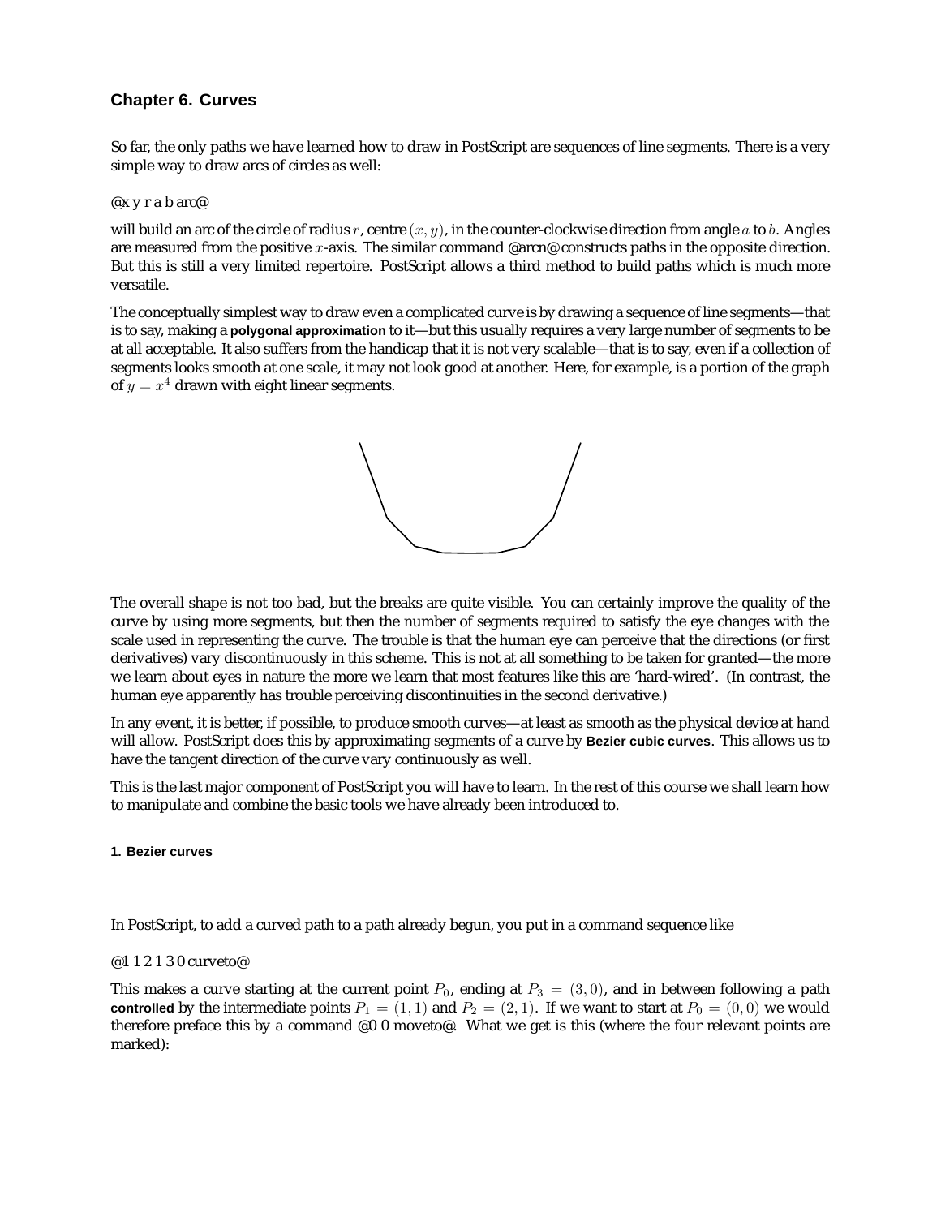## Chapter 6. Curves

So far, the only paths we have learned how to draw in PostScript are sequences of line segments. There is a very simple way to draw arcs of circles as well:

@x y r a b arc@

will build an arc of the circle of radius $r$, centre $(x, y)$, in the counter-clockwise direction from angle $a$ to $b$. Angles are measured from the positive $x$-axis. The similar command @arcn@ constructs paths in the opposite direction. But this is still a very limited repertoire. PostScript allows a third method to build paths which is much more versatile.

The conceptually simplest way to draw even a complicated curve is by drawing a sequence of line segments—that is to say, making a **polygonal approximation** to it—but this usually requires a very large number of segments to be at all acceptable. It also suffers from the handicap that it is not very scalable—that is to say, even if a collection of segments looks smooth at one scale, it may not look good at another. Here, for example, is a portion of the graph of $y = x^4$ drawn with eight linear segments.

The overall shape is not too bad, but the breaks are quite visible. You can certainly improve the quality of the curve by using more segments, but then the number of segments required to satisfy the eye changes with the scale used in representing the curve. The trouble is that the human eye can perceive that the directions (or first derivatives) vary discontinuously in this scheme. This is not at all something to be taken for granted—the more we learn about eyes in nature the more we learn that most features like this are 'hard-wired'. (In contrast, the human eye apparently has trouble perceiving discontinuities in the second derivative.)

In any event, it is better, if possible, to produce smooth curves—at least as smooth as the physical device at hand will allow. PostScript does this by approximating segments of a curve by **Bezier cubic curves**. This allows us to have the tangent direction of the curve vary continuously as well.

This is the last major component of PostScript you will have to learn. In the rest of this course we shall learn how to manipulate and combine the basic tools we have already been introduced to.

#### 1. Bezier curves

In PostScript, to add a curved path to a path already begun, you put in a command sequence like

@1 1 2 1 3 0 curveto@

This makes a curve starting at the current point $P_0$, ending at $P_3 = (3, 0)$, and in between following a path **controlled** by the intermediate points $P_1 = (1, 1)$ and $P_2 = (2, 1)$. If we want to start at $P_0 = (0, 0)$ we would therefore preface this by a command @0 0 moveto@. What we get is this (where the four relevant points are marked):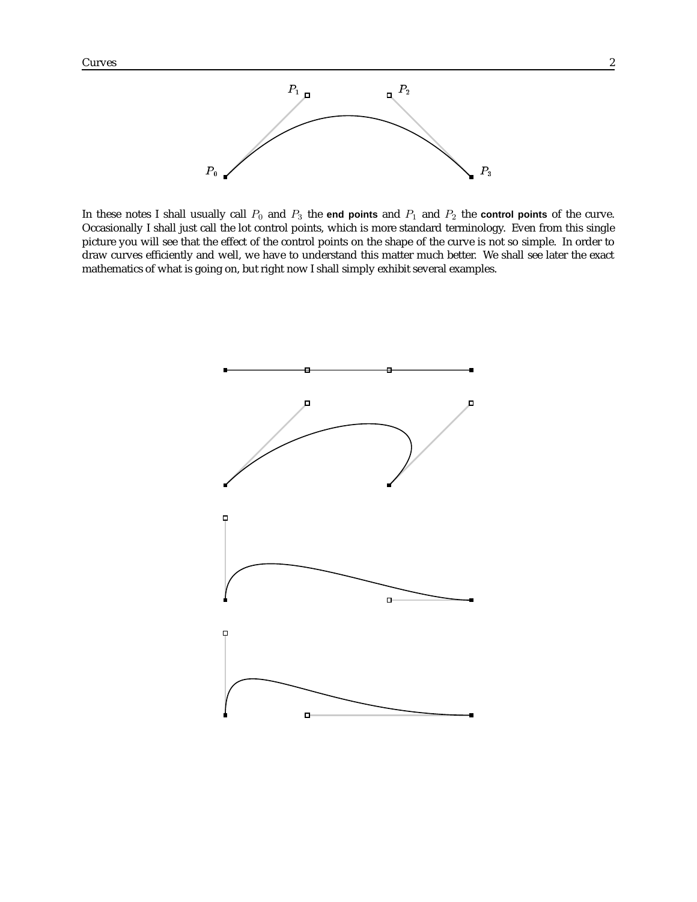In these notes I shall usually call $P_0$ and $P_3$ the **end points** and $P_1$ and $P_2$ the **control points** of the curve. Occasionally I shall just call the lot control points, which is more standard terminology. Even from this single picture you will see that the effect of the control points on the shape of the curve is not so simple. In order to draw curves efficiently and well, we have to understand this matter much better. We shall see later the exact mathematics of what is going on, but right now I shall simply exhibit several examples.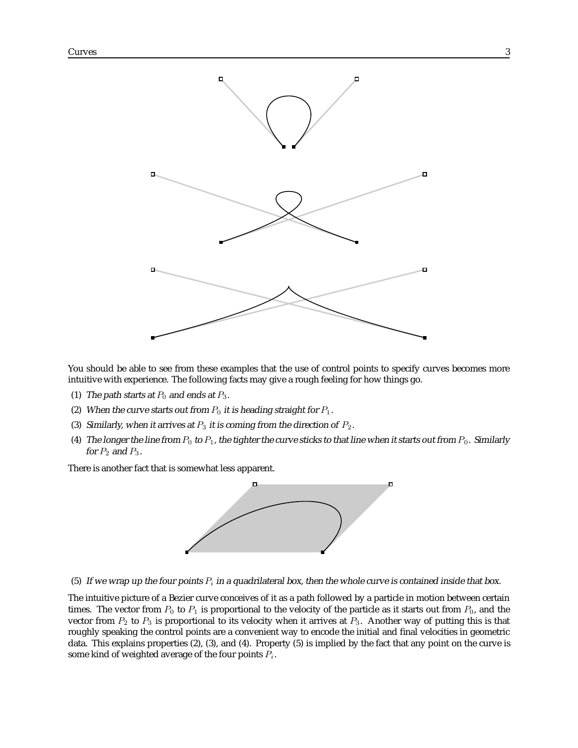You should be able to see from these examples that the use of control points to specify curves becomes more intuitive with experience. The following facts may give a rough feeling for how things go.

(1) *The path starts at $P_0$ and ends at $P_3$.*

(2) *When the curve starts out from $P_0$ it is heading straight for $P_1$.*

(3) *Similarly, when it arrives at $P_3$ it is coming from the direction of $P_2$.*

(4) *The longer the line from $P_0$ to $P_1$, the tighter the curve sticks to that line when it starts out from $P_0$. Similarly for $P_2$ and $P_3$.*

There is another fact that is somewhat less apparent.

(5) *If we wrap up the four points $P_i$ in a quadrilateral box, then the whole curve is contained inside that box.*

The intuitive picture of a Bezier curve conceives of it as a path followed by a particle in motion between certain times. The vector from $P_0$ to $P_1$ is proportional to the velocity of the particle as it starts out from $P_0$, and the vector from $P_2$ to $P_3$ is proportional to its velocity when it arrives at $P_3$. Another way of putting this is that roughly speaking the control points are a convenient way to encode the initial and final velocities in geometric data. This explains properties (2), (3), and (4). Property (5) is implied by the fact that any point on the curve is some kind of weighted average of the four points $P_i$.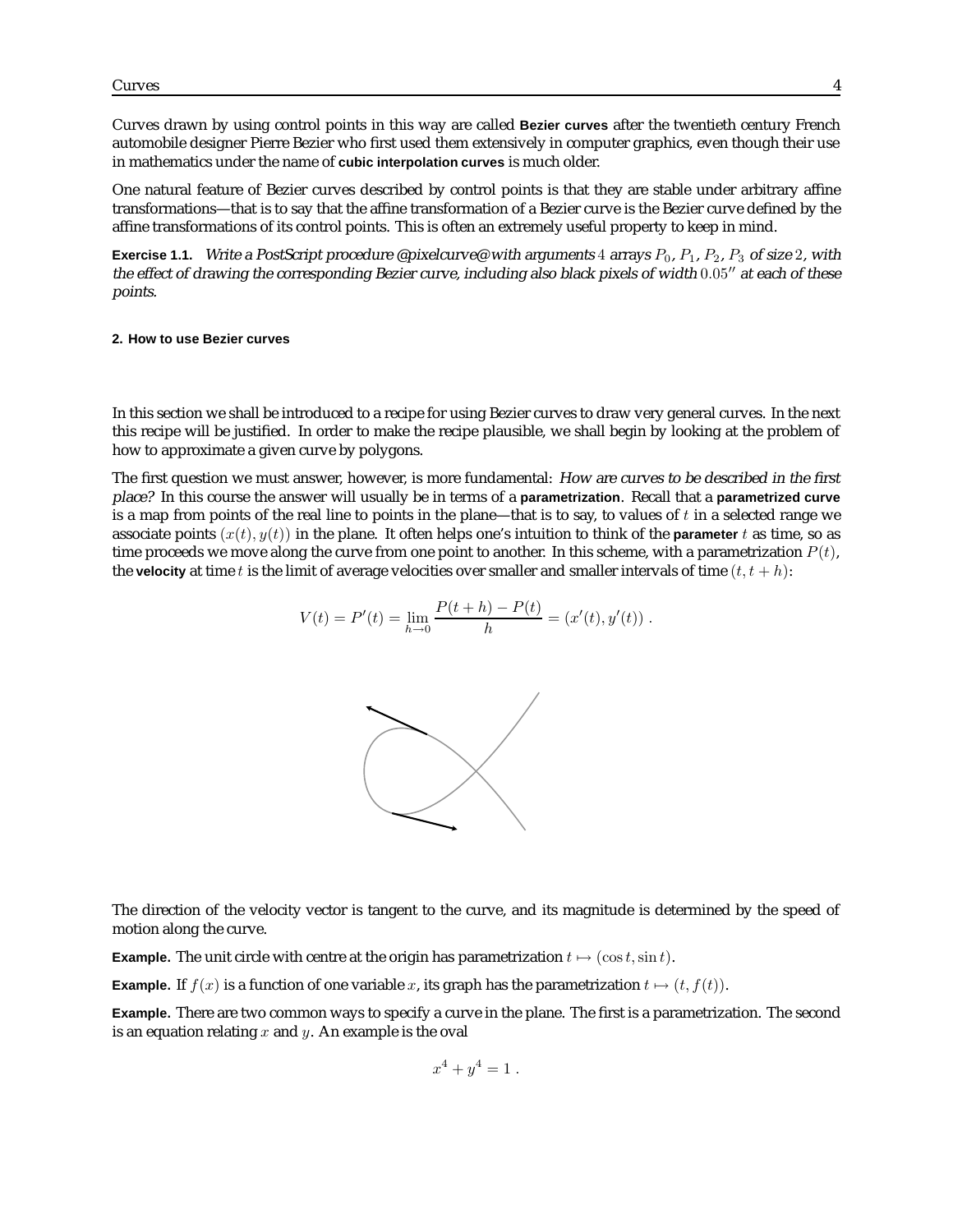Curves drawn by using control points in this way are called **Bezier curves** after the twentieth century French automobile designer Pierre Bezier who first used them extensively in computer graphics, even though their use in mathematics under the name of **cubic interpolation curves** is much older.

One natural feature of Bezier curves described by control points is that they are stable under arbitrary affine transformations—that is to say that the affine transformation of a Bezier curve is the Bezier curve defined by the affine transformations of its control points. This is often an extremely useful property to keep in mind.

**Exercise 1.1.** *Write a PostScript procedure @pixelcurve@ with arguments $4$ arrays $P_0$, $P_1$, $P_2$, $P_3$ of size $2$, with the effect of drawing the corresponding Bezier curve, including also black pixels of width $0.05''$ at each of these points.*

## 2. How to use Bezier curves

In this section we shall be introduced to a recipe for using Bezier curves to draw very general curves. In the next this recipe will be justified. In order to make the recipe plausible, we shall begin by looking at the problem of how to approximate a given curve by polygons.

The first question we must answer, however, is more fundamental: *How are curves to be described in the first place?* In this course the answer will usually be in terms of a **parametrization**. Recall that a **parametrized curve** is a map from points of the real line to points in the plane—that is to say, to values of $t$ in a selected range we associate points $(x(t), y(t))$ in the plane. It often helps one's intuition to think of the **parameter** $t$ as time, so as time proceeds we move along the curve from one point to another. In this scheme, with a parametrization $P(t)$, the **velocity** at time $t$ is the limit of average velocities over smaller and smaller intervals of time $(t, t+h)$:

$$V(t) = P'(t) = \lim_{h \to 0} \frac{P(t+h) - P(t)}{h} = (x'(t), y'(t)) \ .$$

The direction of the velocity vector is tangent to the curve, and its magnitude is determined by the speed of motion along the curve.

**Example.** The unit circle with centre at the origin has parametrization $t \mapsto (\cos t, \sin t)$.

**Example.** If $f(x)$ is a function of one variable $x$, its graph has the parametrization $t \mapsto (t, f(t))$.

**Example.** There are two common ways to specify a curve in the plane. The first is a parametrization. The second is an equation relating $x$ and $y$. An example is the oval

$$x^4 + y^4 = 1 \ .$$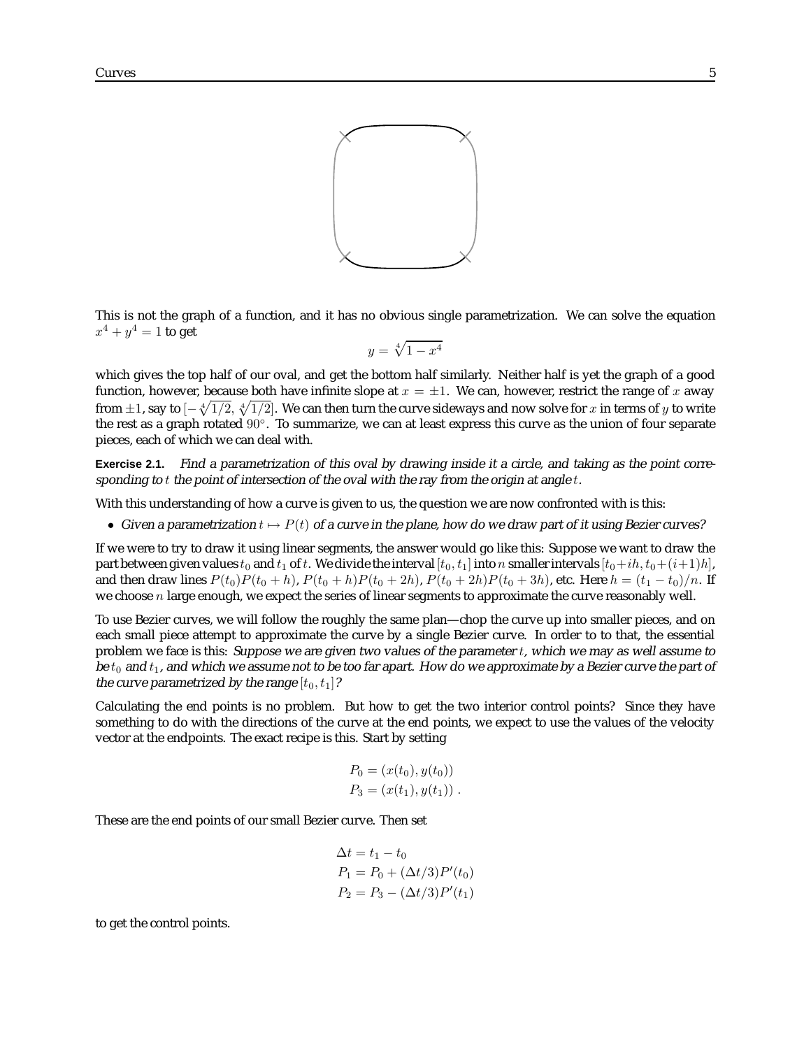This is not the graph of a function, and it has no obvious single parametrization. We can solve the equation $x^4 + y^4 = 1$ to get

$$y = \sqrt[4]{1 - x^4}$$

which gives the top half of our oval, and get the bottom half similarly. Neither half is yet the graph of a good function, however, because both have infinite slope at $x = \pm 1$. We can, however, restrict the range of $x$ away from $\pm 1$, say to $[-\sqrt[4]{1/2}, \sqrt[4]{1/2}]$. We can then turn the curve sideways and now solve for $x$ in terms of $y$ to write the rest as a graph rotated $90^\circ$. To summarize, we can at least express this curve as the union of four separate pieces, each of which we can deal with.

**Exercise 2.1.** *Find a parametrization of this oval by drawing inside it a circle, and taking as the point corresponding to $t$ the point of intersection of the oval with the ray from the origin at angle $t$.*

With this understanding of how a curve is given to us, the question we are now confronted with is this:

- *Given a parametrization $t \mapsto P(t)$ of a curve in the plane, how do we draw part of it using Bezier curves?*

If we were to try to draw it using linear segments, the answer would go like this: Suppose we want to draw the part between given values $t_0$ and $t_1$ of $t$. We divide the interval $[t_0, t_1]$ into $n$ smaller intervals $[t_0 + ih, t_0 + (i+1)h]$, and then draw lines $P(t_0)P(t_0 + h)$, $P(t_0 + h)P(t_0 + 2h)$, $P(t_0 + 2h)P(t_0 + 3h)$, etc. Here $h = (t_1 - t_0)/n$. If we choose $n$ large enough, we expect the series of linear segments to approximate the curve reasonably well.

To use Bezier curves, we will follow the roughly the same plan—chop the curve up into smaller pieces, and on each small piece attempt to approximate the curve by a single Bezier curve. In order to to that, the essential problem we face is this: *Suppose we are given two values of the parameter $t$, which we may as well assume to be $t_0$ and $t_1$, and which we assume not to be too far apart. How do we approximate by a Bezier curve the part of the curve parametrized by the range $[t_0, t_1]$?*

Calculating the end points is no problem. But how to get the two interior control points? Since they have something to do with the directions of the curve at the end points, we expect to use the values of the velocity vector at the endpoints. The exact recipe is this. Start by setting

$$P_0 = (x(t_0), y(t_0))$$
$$P_3 = (x(t_1), y(t_1)) .$$

These are the end points of our small Bezier curve. Then set

$$\Delta t = t_1 - t_0$$
$$P_1 = P_0 + (\Delta t/3)P'(t_0)$$
$$P_2 = P_3 - (\Delta t/3)P'(t_1)$$

to get the control points.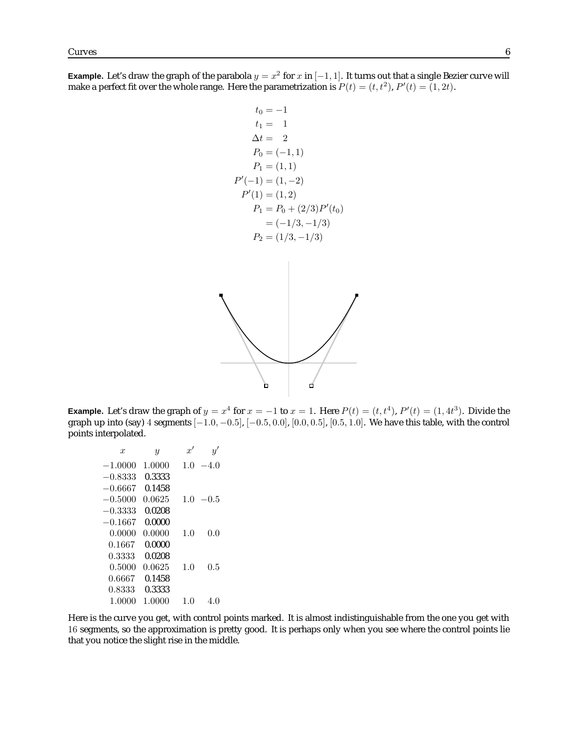**Example.** Let's draw the graph of the parabola $y = x^2$ for $x$ in $[-1, 1]$. It turns out that a single Bezier curve will make a perfect fit over the whole range. Here the parametrization is $P(t) = (t, t^2)$, $P'(t) = (1, 2t)$.

$$
\begin{aligned}
t_0 &= -1 \\
t_1 &= \phantom{-}1 \\
\Delta t &= \phantom{-}2 \\
P_0 &= (-1, 1) \\
P_1 &= (1, 1) \\
P'(-1) &= (1, -2) \\
P'(1) &= (1, 2) \\
P_1 &= P_0 + (2/3)P'(t_0) \\
&= (-1/3, -1/3) \\
P_2 &= (1/3, -1/3)
\end{aligned}
$$

**Example.** Let's draw the graph of $y = x^4$ for $x = -1$ to $x = 1$. Here $P(t) = (t, t^4)$, $P'(t) = (1, 4t^3)$. Divide the graph up into (say) 4 segments $[-1.0, -0.5]$, $[-0.5, 0.0]$, $[0.0, 0.5]$, $[0.5, 1.0]$. We have this table, with the control points interpolated.

| $x$ | $y$ | $x'$ | $y'$ |
|---|---|---|---|
| $-1.0000$ | $1.0000$ | $1.0$ | $-4.0$ |
| $-0.8333$ | 0.3333 | | |
| $-0.6667$ | 0.1458 | | |
| $-0.5000$ | $0.0625$ | $1.0$ | $-0.5$ |
| $-0.3333$ | 0.0208 | | |
| $-0.1667$ | 0.0000 | | |
| $0.0000$ | $0.0000$ | $1.0$ | $0.0$ |
| $0.1667$ | 0.0000 | | |
| $0.3333$ | 0.0208 | | |
| $0.5000$ | $0.0625$ | $1.0$ | $0.5$ |
| $0.6667$ | 0.1458 | | |
| $0.8333$ | 0.3333 | | |
| $1.0000$ | $1.0000$ | $1.0$ | $4.0$ |

Here is the curve you get, with control points marked. It is almost indistinguishable from the one you get with 16 segments, so the approximation is pretty good. It is perhaps only when you see where the control points lie that you notice the slight rise in the middle.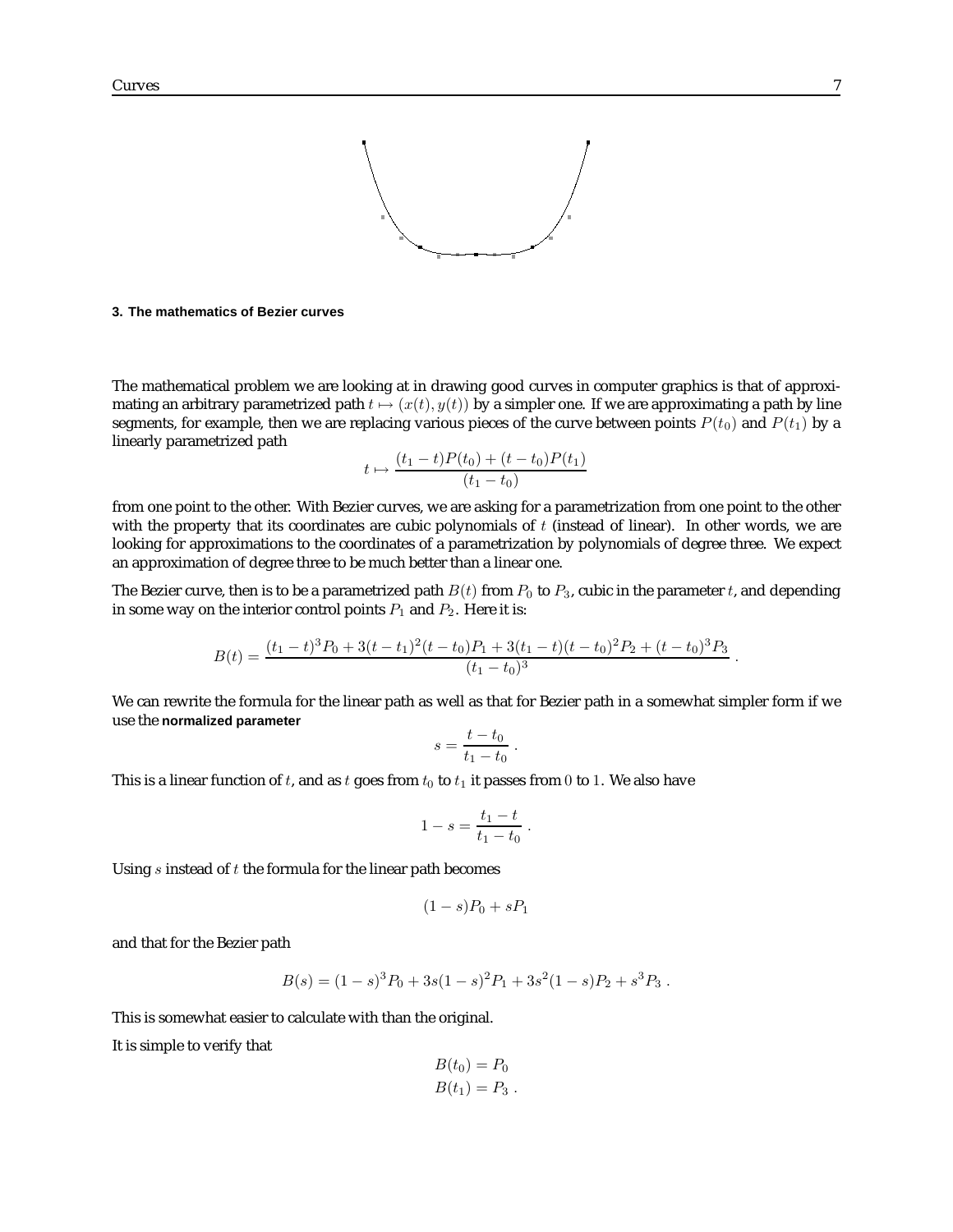### 3. The mathematics of Bezier curves

The mathematical problem we are looking at in drawing good curves in computer graphics is that of approximating an arbitrary parametrized path $t \mapsto (x(t), y(t))$ by a simpler one. If we are approximating a path by line segments, for example, then we are replacing various pieces of the curve between points $P(t_0)$ and $P(t_1)$ by a linearly parametrized path

$$t \mapsto \frac{(t_1 - t)P(t_0) + (t - t_0)P(t_1)}{(t_1 - t_0)}$$

from one point to the other. With Bezier curves, we are asking for a parametrization from one point to the other with the property that its coordinates are cubic polynomials of $t$ (instead of linear). In other words, we are looking for approximations to the coordinates of a parametrization by polynomials of degree three. We expect an approximation of degree three to be much better than a linear one.

The Bezier curve, then is to be a parametrized path $B(t)$ from $P_0$ to $P_3$, cubic in the parameter $t$, and depending in some way on the interior control points $P_1$ and $P_2$. Here it is:

$$B(t) = \frac{(t_1 - t)^3 P_0 + 3(t - t_1)^2 (t - t_0) P_1 + 3(t_1 - t)(t - t_0)^2 P_2 + (t - t_0)^3 P_3}{(t_1 - t_0)^3} .$$

We can rewrite the formula for the linear path as well as that for Bezier path in a somewhat simpler form if we use the **normalized parameter**

$$s = \frac{t - t_0}{t_1 - t_0} .$$

This is a linear function of $t$, and as $t$ goes from $t_0$ to $t_1$ it passes from $0$ to $1$. We also have

$$1 - s = \frac{t_1 - t}{t_1 - t_0} .$$

Using $s$ instead of $t$ the formula for the linear path becomes

$$(1 - s)P_0 + sP_1$$

and that for the Bezier path

$$B(s) = (1 - s)^3 P_0 + 3s(1 - s)^2 P_1 + 3s^2(1 - s)P_2 + s^3 P_3 .$$

This is somewhat easier to calculate with than the original.

It is simple to verify that

$$B(t_0) = P_0$$
$$B(t_1) = P_3 .$$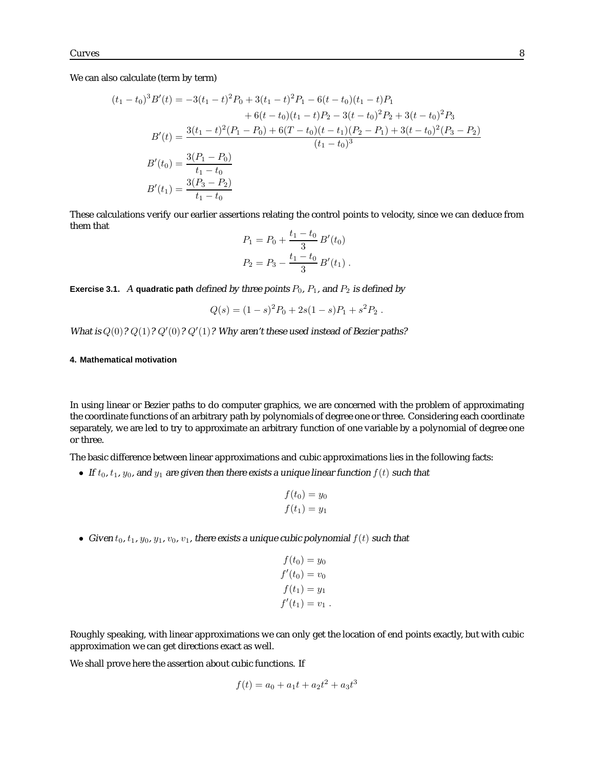We can also calculate (term by term)

$$
\begin{aligned}
(t_1 - t_0)^3 B'(t) &= -3(t_1 - t)^2 P_0 + 3(t_1 - t)^2 P_1 - 6(t - t_0)(t_1 - t) P_1 \\
&\quad + 6(t - t_0)(t_1 - t) P_2 - 3(t - t_0)^2 P_2 + 3(t - t_0)^2 P_3 \\
B'(t) &= \frac{3(t_1 - t)^2 (P_1 - P_0) + 6(T - t_0)(t - t_1)(P_2 - P_1) + 3(t - t_0)^2 (P_3 - P_2)}{(t_1 - t_0)^3} \\
B'(t_0) &= \frac{3(P_1 - P_0)}{t_1 - t_0} \\
B'(t_1) &= \frac{3(P_3 - P_2)}{t_1 - t_0}
\end{aligned}
$$

These calculations verify our earlier assertions relating the control points to velocity, since we can deduce from them that

$$
\begin{aligned}
P_1 &= P_0 + \frac{t_1 - t_0}{3} B'(t_0) \\
P_2 &= P_3 - \frac{t_1 - t_0}{3} B'(t_1) \,.
\end{aligned}
$$

**Exercise 3.1.** *A* **quadratic path** *defined by three points $P_0$, $P_1$, and $P_2$ is defined by*

$$
Q(s) = (1 - s)^2 P_0 + 2s(1 - s) P_1 + s^2 P_2 \,.
$$

*What is $Q(0)$? $Q(1)$? $Q'(0)$? $Q'(1)$? Why aren't these used instead of Bezier paths?*

#### 4. Mathematical motivation

In using linear or Bezier paths to do computer graphics, we are concerned with the problem of approximating the coordinate functions of an arbitrary path by polynomials of degree one or three. Considering each coordinate separately, we are led to try to approximate an arbitrary function of one variable by a polynomial of degree one or three.

The basic difference between linear approximations and cubic approximations lies in the following facts:

- *If $t_0$, $t_1$, $y_0$, and $y_1$ are given then there exists a unique linear function $f(t)$ such that*

$$
\begin{aligned}
f(t_0) &= y_0 \\
f(t_1) &= y_1
\end{aligned}
$$

- *Given $t_0$, $t_1$, $y_0$, $y_1$, $v_0$, $v_1$, there exists a unique cubic polynomial $f(t)$ such that*

$$
\begin{aligned}
f(t_0) &= y_0 \\
f'(t_0) &= v_0 \\
f(t_1) &= y_1 \\
f'(t_1) &= v_1 \,.
\end{aligned}
$$

Roughly speaking, with linear approximations we can only get the location of end points exactly, but with cubic approximation we can get directions exact as well.

We shall prove here the assertion about cubic functions. If

$$
f(t) = a_0 + a_1 t + a_2 t^2 + a_3 t^3
$$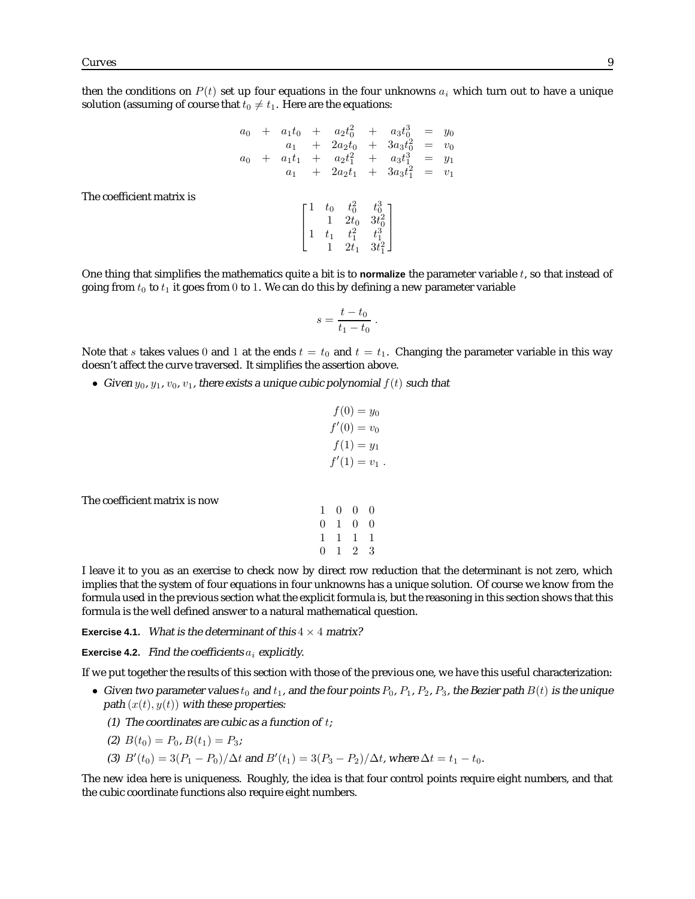then the conditions on $P(t)$ set up four equations in the four unknowns $a_i$ which turn out to have a unique solution (assuming of course that $t_0 \neq t_1$. Here are the equations:

$$
\begin{array}{ccccccccc}
a_0 & + & a_1 t_0 & + & a_2 t_0^2 & + & a_3 t_0^3 & = & y_0 \\
 & & a_1 & + & 2a_2 t_0 & + & 3a_3 t_0^2 & = & v_0 \\
a_0 & + & a_1 t_1 & + & a_2 t_1^2 & + & a_3 t_1^3 & = & y_1 \\
 & & a_1 & + & 2a_2 t_1 & + & 3a_3 t_1^2 & = & v_1
\end{array}
$$

The coefficient matrix is

$$
\begin{bmatrix}
1 & t_0 & t_0^2 & t_0^3 \\
 & 1 & 2t_0 & 3t_0^2 \\
1 & t_1 & t_1^2 & t_1^3 \\
 & 1 & 2t_1 & 3t_1^2
\end{bmatrix}
$$

One thing that simplifies the mathematics quite a bit is to **normalize** the parameter variable $t$, so that instead of going from $t_0$ to $t_1$ it goes from $0$ to $1$. We can do this by defining a new parameter variable

$$
s = \frac{t - t_0}{t_1 - t_0} .
$$

Note that $s$ takes values $0$ and $1$ at the ends $t = t_0$ and $t = t_1$. Changing the parameter variable in this way doesn't affect the curve traversed. It simplifies the assertion above.

- *Given $y_0$, $y_1$, $v_0$, $v_1$, there exists a unique cubic polynomial $f(t)$ such that*

$$
\begin{aligned}
f(0) &= y_0 \\
f'(0) &= v_0 \\
f(1) &= y_1 \\
f'(1) &= v_1 .
\end{aligned}
$$

The coefficient matrix is now

$$
\begin{matrix}
1 & 0 & 0 & 0 \\
0 & 1 & 0 & 0 \\
1 & 1 & 1 & 1 \\
0 & 1 & 2 & 3
\end{matrix}
$$

I leave it to you as an exercise to check now by direct row reduction that the determinant is not zero, which implies that the system of four equations in four unknowns has a unique solution. Of course we know from the formula used in the previous section what the explicit formula is, but the reasoning in this section shows that this formula is the well defined answer to a natural mathematical question.

**Exercise 4.1.** *What is the determinant of this $4 \times 4$ matrix?*

**Exercise 4.2.** *Find the coefficients $a_i$ explicitly.*

If we put together the results of this section with those of the previous one, we have this useful characterization:

- *Given two parameter values $t_0$ and $t_1$, and the four points $P_0$, $P_1$, $P_2$, $P_3$, the Bezier path $B(t)$ is the unique path $(x(t), y(t))$ with these properties:*
  - *(1) The coordinates are cubic as a function of $t$;*
  - *(2) $B(t_0) = P_0$, $B(t_1) = P_3$;*
  - *(3) $B'(t_0) = 3(P_1 - P_0)/\Delta t$ and $B'(t_1) = 3(P_3 - P_2)/\Delta t$, where $\Delta t = t_1 - t_0$.*

The new idea here is uniqueness. Roughly, the idea is that four control points require eight numbers, and that the cubic coordinate functions also require eight numbers.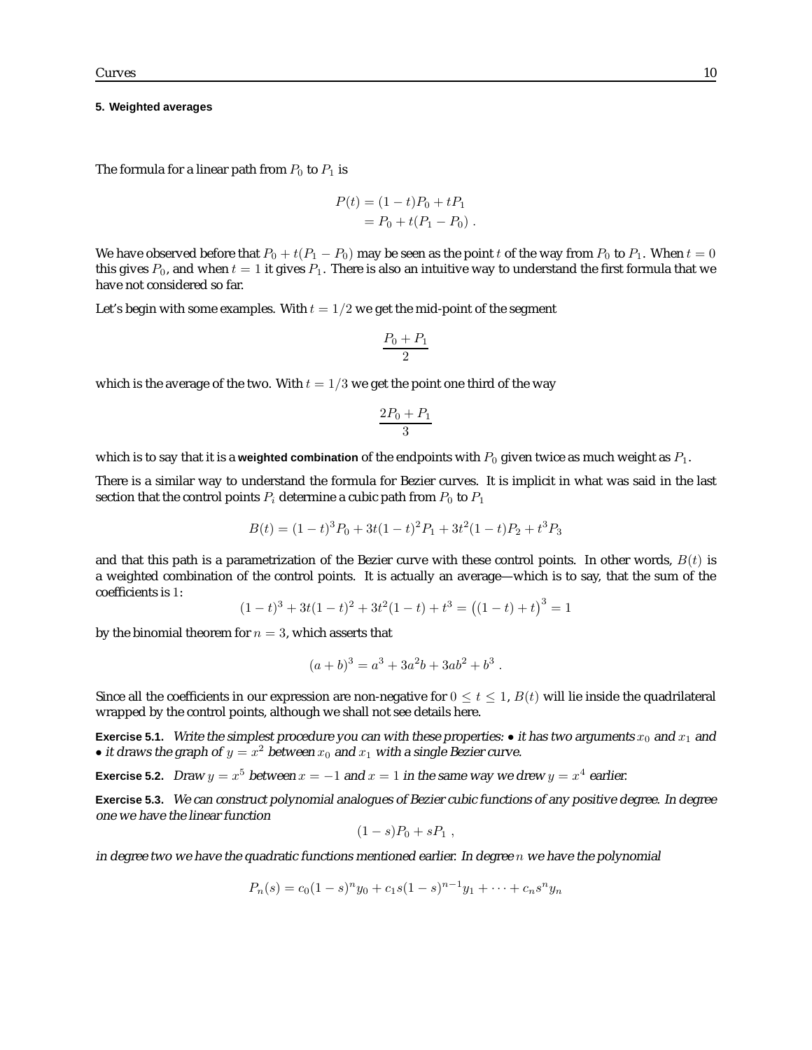### 5. Weighted averages

The formula for a linear path from $P_0$ to $P_1$ is

$$
\begin{aligned}
P(t) &= (1-t)P_0 + tP_1 \\
&= P_0 + t(P_1 - P_0) \ .
\end{aligned}
$$

We have observed before that $P_0 + t(P_1 - P_0)$ may be seen as the point $t$ of the way from $P_0$ to $P_1$. When $t = 0$ this gives $P_0$, and when $t = 1$ it gives $P_1$. There is also an intuitive way to understand the first formula that we have not considered so far.

Let's begin with some examples. With $t = 1/2$ we get the mid-point of the segment

$$
\frac{P_0 + P_1}{2}
$$

which is the average of the two. With $t = 1/3$ we get the point one third of the way

$$
\frac{2P_0 + P_1}{3}
$$

which is to say that it is a **weighted combination** of the endpoints with $P_0$ given twice as much weight as $P_1$.

There is a similar way to understand the formula for Bezier curves. It is implicit in what was said in the last section that the control points $P_i$ determine a cubic path from $P_0$ to $P_1$

$$
B(t) = (1-t)^3 P_0 + 3t(1-t)^2 P_1 + 3t^2(1-t)P_2 + t^3 P_3
$$

and that this path is a parametrization of the Bezier curve with these control points. In other words, $B(t)$ is a weighted combination of the control points. It is actually an average—which is to say, that the sum of the coefficients is $1$:

$$
(1-t)^3 + 3t(1-t)^2 + 3t^2(1-t) + t^3 = \big((1-t) + t\big)^3 = 1
$$

by the binomial theorem for $n = 3$, which asserts that

$$
(a+b)^3 = a^3 + 3a^2 b + 3ab^2 + b^3 \ .
$$

Since all the coefficients in our expression are non-negative for $0 \le t \le 1$, $B(t)$ will lie inside the quadrilateral wrapped by the control points, although we shall not see details here.

**Exercise 5.1.** *Write the simplest procedure you can with these properties: • it has two arguments $x_0$ and $x_1$ and • it draws the graph of $y = x^2$ between $x_0$ and $x_1$ with a single Bezier curve.*

**Exercise 5.2.** *Draw $y = x^5$ between $x = -1$ and $x = 1$ in the same way we drew $y = x^4$ earlier.*

**Exercise 5.3.** *We can construct polynomial analogues of Bezier cubic functions of any positive degree. In degree one we have the linear function*

$$
(1-s)P_0 + sP_1 \ ,
$$

*in degree two we have the quadratic functions mentioned earlier. In degree $n$ we have the polynomial*

$$
P_n(s) = c_0(1-s)^n y_0 + c_1 s(1-s)^{n-1} y_1 + \cdots + c_n s^n y_n
$$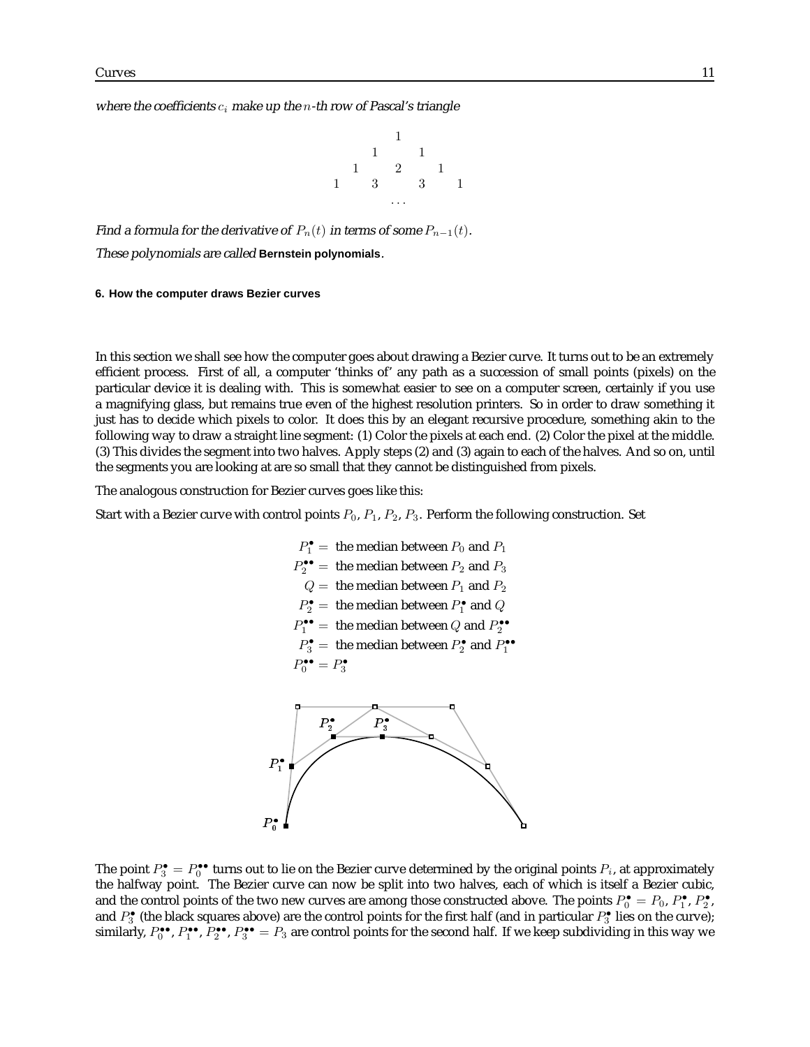*where the coefficients $c_i$ make up the $n$-th row of Pascal's triangle*

$$
\begin{array}{ccccccc}
 & & & 1 & & & \\
 & & 1 & & 1 & & \\
 & 1 & & 2 & & 1 & \\
1 & & 3 & & 3 & & 1 \\
 & & & \cdots & & &
\end{array}
$$

*Find a formula for the derivative of $P_n(t)$ in terms of some $P_{n-1}(t)$.*

*These polynomials are called* **Bernstein polynomials**.

#### 6. How the computer draws Bezier curves

In this section we shall see how the computer goes about drawing a Bezier curve. It turns out to be an extremely efficient process. First of all, a computer 'thinks of' any path as a succession of small points (pixels) on the particular device it is dealing with. This is somewhat easier to see on a computer screen, certainly if you use a magnifying glass, but remains true even of the highest resolution printers. So in order to draw something it just has to decide which pixels to color. It does this by an elegant recursive procedure, something akin to the following way to draw a straight line segment: (1) Color the pixels at each end. (2) Color the pixel at the middle. (3) This divides the segment into two halves. Apply steps (2) and (3) again to each of the halves. And so on, until the segments you are looking at are so small that they cannot be distinguished from pixels.

The analogous construction for Bezier curves goes like this:

Start with a Bezier curve with control points $P_0$, $P_1$, $P_2$, $P_3$. Perform the following construction. Set

$$
\begin{aligned}
P_1^{\bullet} &= \text{ the median between } P_0 \text{ and } P_1 \\
P_2^{\bullet\bullet} &= \text{ the median between } P_2 \text{ and } P_3 \\
Q &= \text{ the median between } P_1 \text{ and } P_2 \\
P_2^{\bullet} &= \text{ the median between } P_1^{\bullet} \text{ and } Q \\
P_1^{\bullet\bullet} &= \text{ the median between } Q \text{ and } P_2^{\bullet\bullet} \\
P_3^{\bullet} &= \text{ the median between } P_2^{\bullet} \text{ and } P_1^{\bullet\bullet} \\
P_0^{\bullet\bullet} &= P_3^{\bullet}
\end{aligned}
$$

The point $P_3^{\bullet} = P_0^{\bullet\bullet}$ turns out to lie on the Bezier curve determined by the original points $P_i$, at approximately the halfway point. The Bezier curve can now be split into two halves, each of which is itself a Bezier cubic, and the control points of the two new curves are among those constructed above. The points $P_0^{\bullet} = P_0$, $P_1^{\bullet}$, $P_2^{\bullet}$, and $P_3^{\bullet}$ (the black squares above) are the control points for the first half (and in particular $P_3^{\bullet}$ lies on the curve); similarly, $P_0^{\bullet\bullet}$, $P_1^{\bullet\bullet}$, $P_2^{\bullet\bullet}$, $P_3^{\bullet\bullet} = P_3$ are control points for the second half. If we keep subdividing in this way we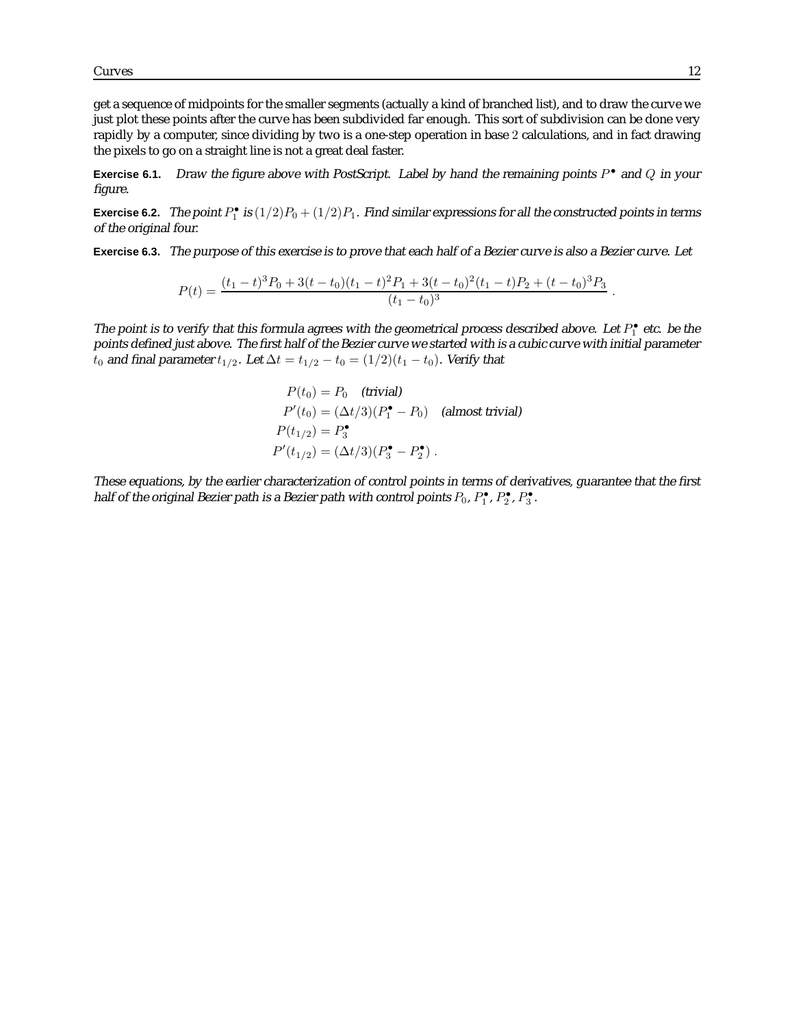get a sequence of midpoints for the smaller segments (actually a kind of branched list), and to draw the curve we just plot these points after the curve has been subdivided far enough. This sort of subdivision can be done very rapidly by a computer, since dividing by two is a one-step operation in base 2 calculations, and in fact drawing the pixels to go on a straight line is not a great deal faster.

**Exercise 6.1.** *Draw the figure above with PostScript. Label by hand the remaining points $P^\bullet$ and $Q$ in your figure.*

**Exercise 6.2.** *The point $P_1^\bullet$ is $(1/2)P_0 + (1/2)P_1$. Find similar expressions for all the constructed points in terms of the original four.*

**Exercise 6.3.** *The purpose of this exercise is to prove that each half of a Bezier curve is also a Bezier curve. Let*

$$P(t) = \frac{(t_1 - t)^3 P_0 + 3(t - t_0)(t_1 - t)^2 P_1 + 3(t - t_0)^2 (t_1 - t) P_2 + (t - t_0)^3 P_3}{(t_1 - t_0)^3} \; .$$

*The point is to verify that this formula agrees with the geometrical process described above. Let $P_1^\bullet$ etc. be the points defined just above. The first half of the Bezier curve we started with is a cubic curve with initial parameter $t_0$ and final parameter $t_{1/2}$. Let $\Delta t = t_{1/2} - t_0 = (1/2)(t_1 - t_0)$. Verify that*

$$\begin{aligned}
P(t_0) &= P_0 \quad \textit{(trivial)} \\
P'(t_0) &= (\Delta t/3)(P_1^\bullet - P_0) \quad \textit{(almost trivial)} \\
P(t_{1/2}) &= P_3^\bullet \\
P'(t_{1/2}) &= (\Delta t/3)(P_3^\bullet - P_2^\bullet) \; .
\end{aligned}$$

*These equations, by the earlier characterization of control points in terms of derivatives, guarantee that the first half of the original Bezier path is a Bezier path with control points $P_0$, $P_1^\bullet$, $P_2^\bullet$, $P_3^\bullet$.*